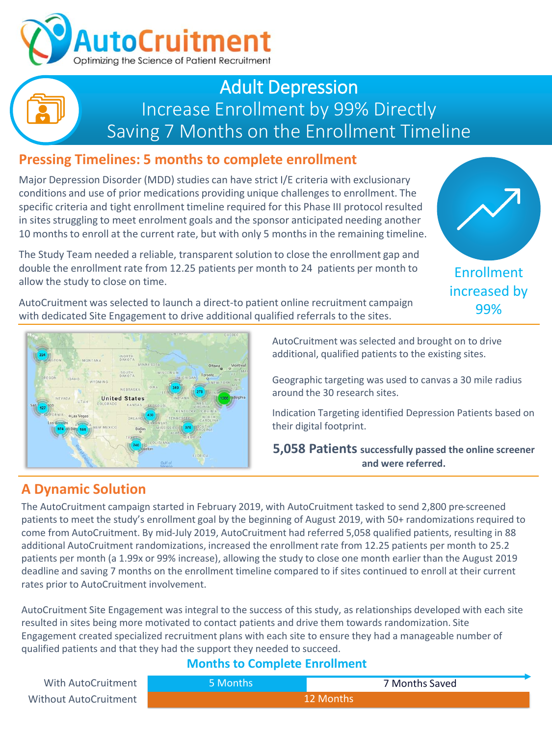# AutoCruitment

Optimizing the Science of Patient Recruitment

## Adult Depression

Increase Enrollment by 99% Directly
Saving 7 Months on the Enrollment Timeline

## Pressing Timelines: 5 months to complete enrollment

Major Depression Disorder (MDD) studies can have strict I/E criteria with exclusionary conditions and use of prior medications providing unique challenges to enrollment. The specific criteria and tight enrollment timeline required for this Phase III protocol resulted in sites struggling to meet enrolment goals and the sponsor anticipated needing another 10 months to enroll at the current rate, but with only 5 months in the remaining timeline.

The Study Team needed a reliable, transparent solution to close the enrollment gap and double the enrollment rate from 12.25 patients per month to 24 patients per month to allow the study to close on time.

AutoCruitment was selected to launch a direct-to patient online recruitment campaign with dedicated Site Engagement to drive additional qualified referrals to the sites.

Enrollment increased by 99%

AutoCruitment was selected and brought on to drive additional, qualified patients to the existing sites.

Geographic targeting was used to canvas a 30 mile radius around the 30 research sites.

Indication Targeting identified Depression Patients based on their digital footprint.

**5,058 Patients successfully passed the online screener and were referred.**

## A Dynamic Solution

The AutoCruitment campaign started in February 2019, with AutoCruitment tasked to send 2,800 pre-screened patients to meet the study's enrollment goal by the beginning of August 2019, with 50+ randomizations required to come from AutoCruitment. By mid-July 2019, AutoCruitment had referred 5,058 qualified patients, resulting in 88 additional AutoCruitment randomizations, increased the enrollment rate from 12.25 patients per month to 25.2 patients per month (a 1.99x or 99% increase), allowing the study to close one month earlier than the August 2019 deadline and saving 7 months on the enrollment timeline compared to if sites continued to enroll at their current rates prior to AutoCruitment involvement.

AutoCruitment Site Engagement was integral to the success of this study, as relationships developed with each site resulted in sites being more motivated to contact patients and drive them towards randomization. Site Engagement created specialized recruitment plans with each site to ensure they had a manageable number of qualified patients and that they had the support they needed to succeed.

### Months to Complete Enrollment

| | | |
|---|---|---|
| With AutoCruitment | 5 Months | 7 Months Saved |
| Without AutoCruitment | 12 Months | |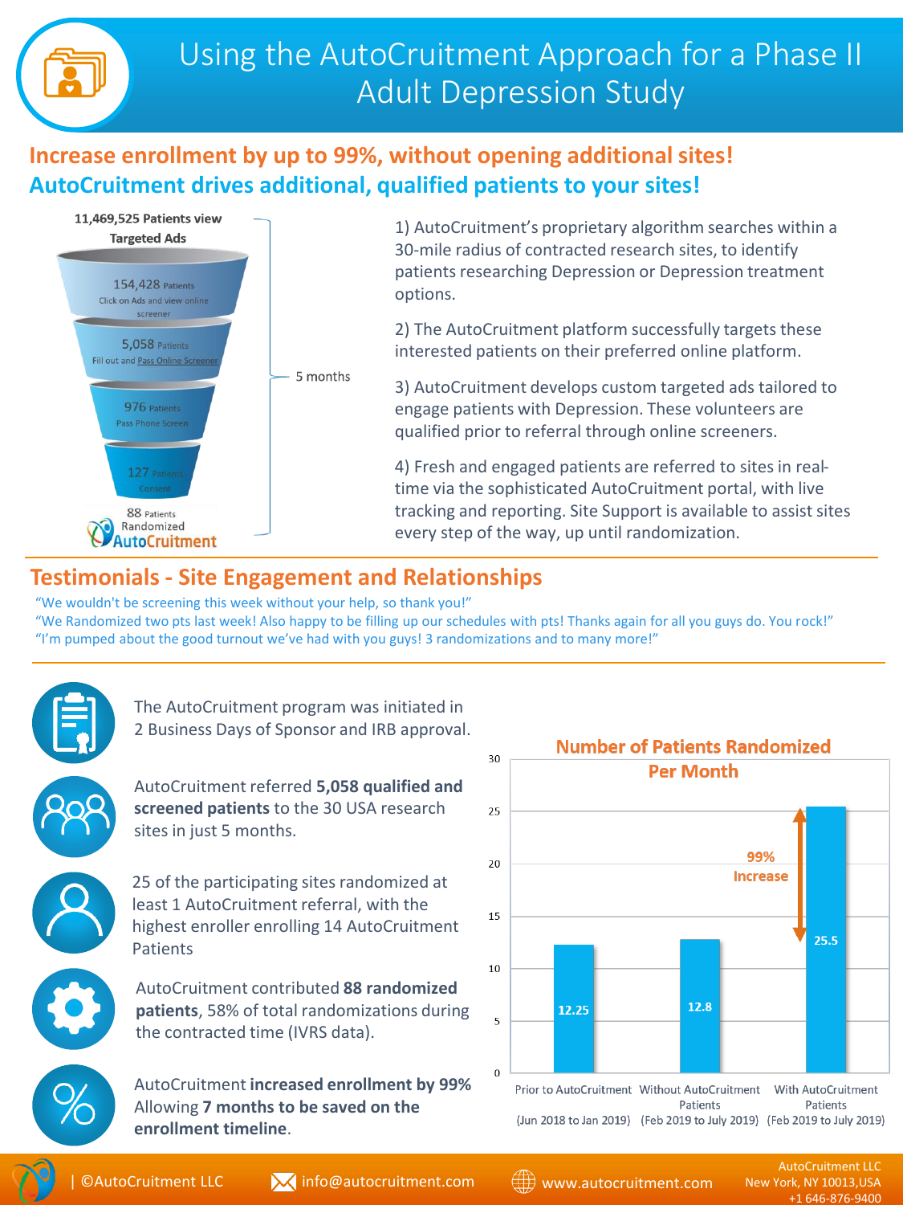# Using the AutoCruitment Approach for a Phase II Adult Depression Study

## Increase enrollment by up to 99%, without opening additional sites!

## AutoCruitment drives additional, qualified patients to your sites!

11,469,525 Patients view Targeted Ads

154,428 Patients Click on Ads and view online screener

5,058 Patients Fill out and Pass Online Screener

976 Patients Pass Phone Screen

127 Patients Consent

88 Patients Randomized

AutoCruitment

5 months

1) AutoCruitment's proprietary algorithm searches within a 30-mile radius of contracted research sites, to identify patients researching Depression or Depression treatment options.

2) The AutoCruitment platform successfully targets these interested patients on their preferred online platform.

3) AutoCruitment develops custom targeted ads tailored to engage patients with Depression. These volunteers are qualified prior to referral through online screeners.

4) Fresh and engaged patients are referred to sites in real-time via the sophisticated AutoCruitment portal, with live tracking and reporting. Site Support is available to assist sites every step of the way, up until randomization.

## Testimonials - Site Engagement and Relationships

"We wouldn't be screening this week without your help, so thank you!"

"We Randomized two pts last week! Also happy to be filling up our schedules with pts! Thanks again for all you guys do. You rock!"

"I'm pumped about the good turnout we've had with you guys! 3 randomizations and to many more!"

The AutoCruitment program was initiated in 2 Business Days of Sponsor and IRB approval.

AutoCruitment referred **5,058 qualified and screened patients** to the 30 USA research sites in just 5 months.

25 of the participating sites randomized at least 1 AutoCruitment referral, with the highest enroller enrolling 14 AutoCruitment Patients

AutoCruitment contributed **88 randomized patients**, 58% of total randomizations during the contracted time (IVRS data).

AutoCruitment **increased enrollment by 99%** Allowing **7 months to be saved on the enrollment timeline**.

**Number of Patients Randomized Per Month**

0, 5, 10, 15, 20, 25, 30

12.25 — Prior to AutoCruitment (Jun 2018 to Jan 2019)

12.8 — Without AutoCruitment Patients (Feb 2019 to July 2019)

25.5 — With AutoCruitment Patients (Feb 2019 to July 2019)

99% Increase

| ©AutoCruitment LLC | info@autocruitment.com | www.autocruitment.com | AutoCruitment LLC New York, NY 10013,USA +1 646-876-9400